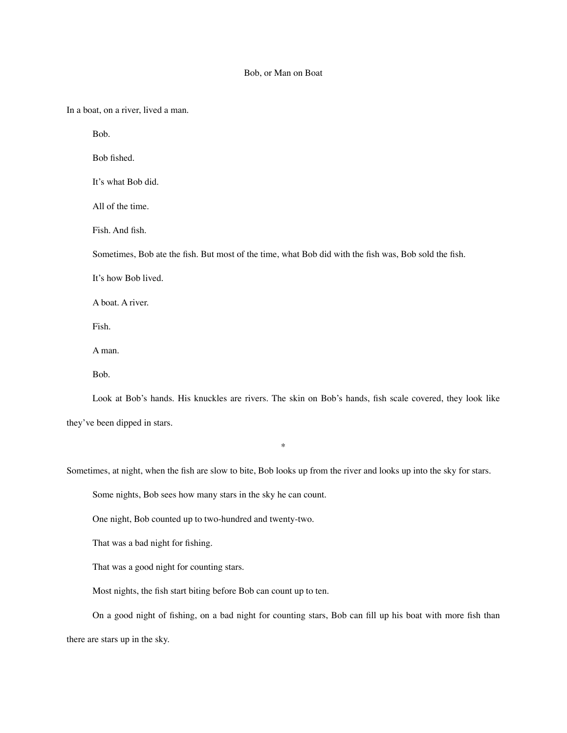# Bob, or Man on Boat

In a boat, on a river, lived a man.

Bob.

Bob fished.

It's what Bob did.

All of the time.

Fish. And fish.

Sometimes, Bob ate the fish. But most of the time, what Bob did with the fish was, Bob sold the fish.

It's how Bob lived.

A boat. A river.

Fish.

A man.

Bob.

Look at Bob's hands. His knuckles are rivers. The skin on Bob's hands, fish scale covered, they look like they've been dipped in stars.

*

Sometimes, at night, when the fish are slow to bite, Bob looks up from the river and looks up into the sky for stars.

Some nights, Bob sees how many stars in the sky he can count.

One night, Bob counted up to two-hundred and twenty-two.

That was a bad night for fishing.

That was a good night for counting stars.

Most nights, the fish start biting before Bob can count up to ten.

On a good night of fishing, on a bad night for counting stars, Bob can fill up his boat with more fish than there are stars up in the sky.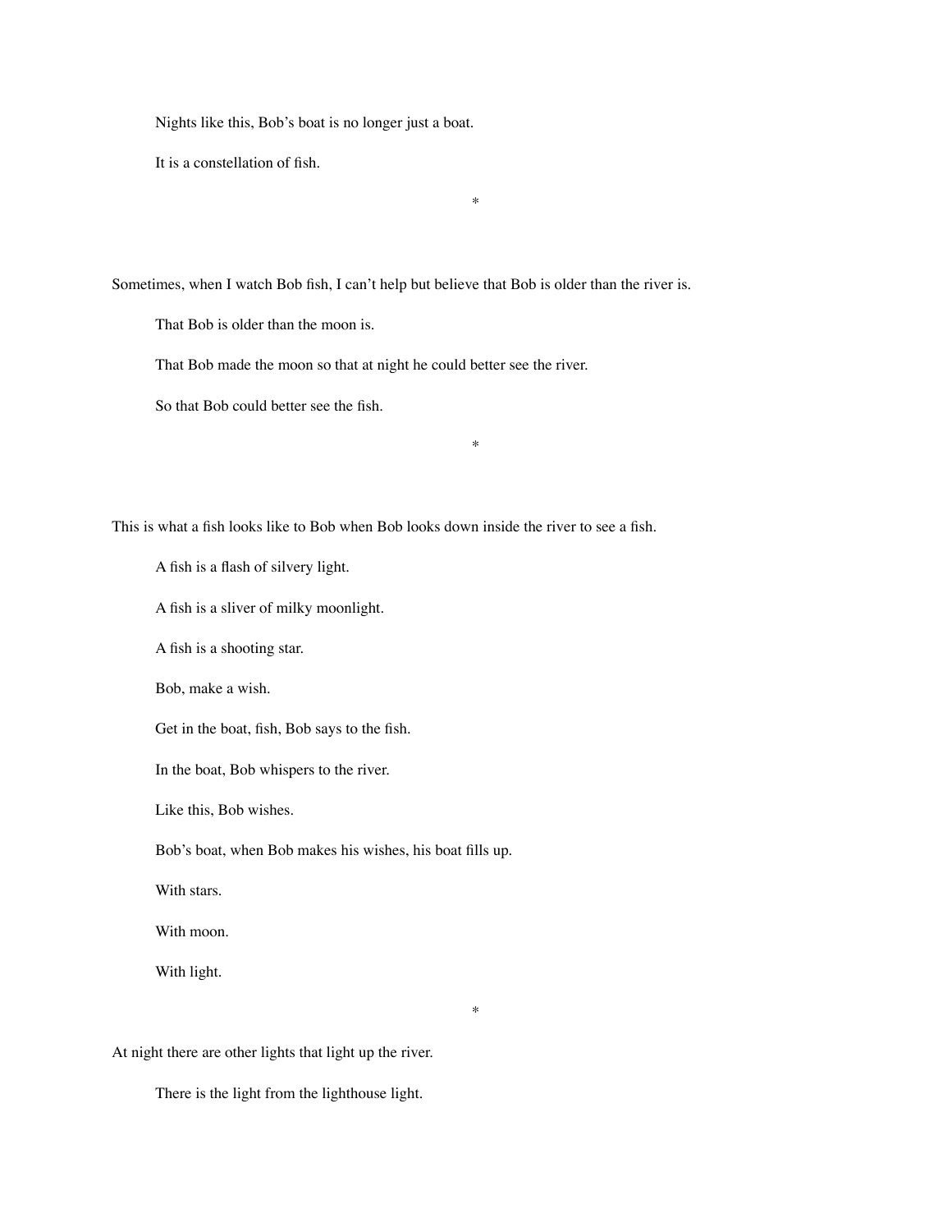Nights like this, Bob's boat is no longer just a boat.

It is a constellation of fish.

*

Sometimes, when I watch Bob fish, I can't help but believe that Bob is older than the river is.

That Bob is older than the moon is.

That Bob made the moon so that at night he could better see the river.

So that Bob could better see the fish.

*

This is what a fish looks like to Bob when Bob looks down inside the river to see a fish.

A fish is a flash of silvery light.

A fish is a sliver of milky moonlight.

A fish is a shooting star.

Bob, make a wish.

Get in the boat, fish, Bob says to the fish.

In the boat, Bob whispers to the river.

Like this, Bob wishes.

Bob's boat, when Bob makes his wishes, his boat fills up.

With stars.

With moon.

With light.

*

At night there are other lights that light up the river.

There is the light from the lighthouse light.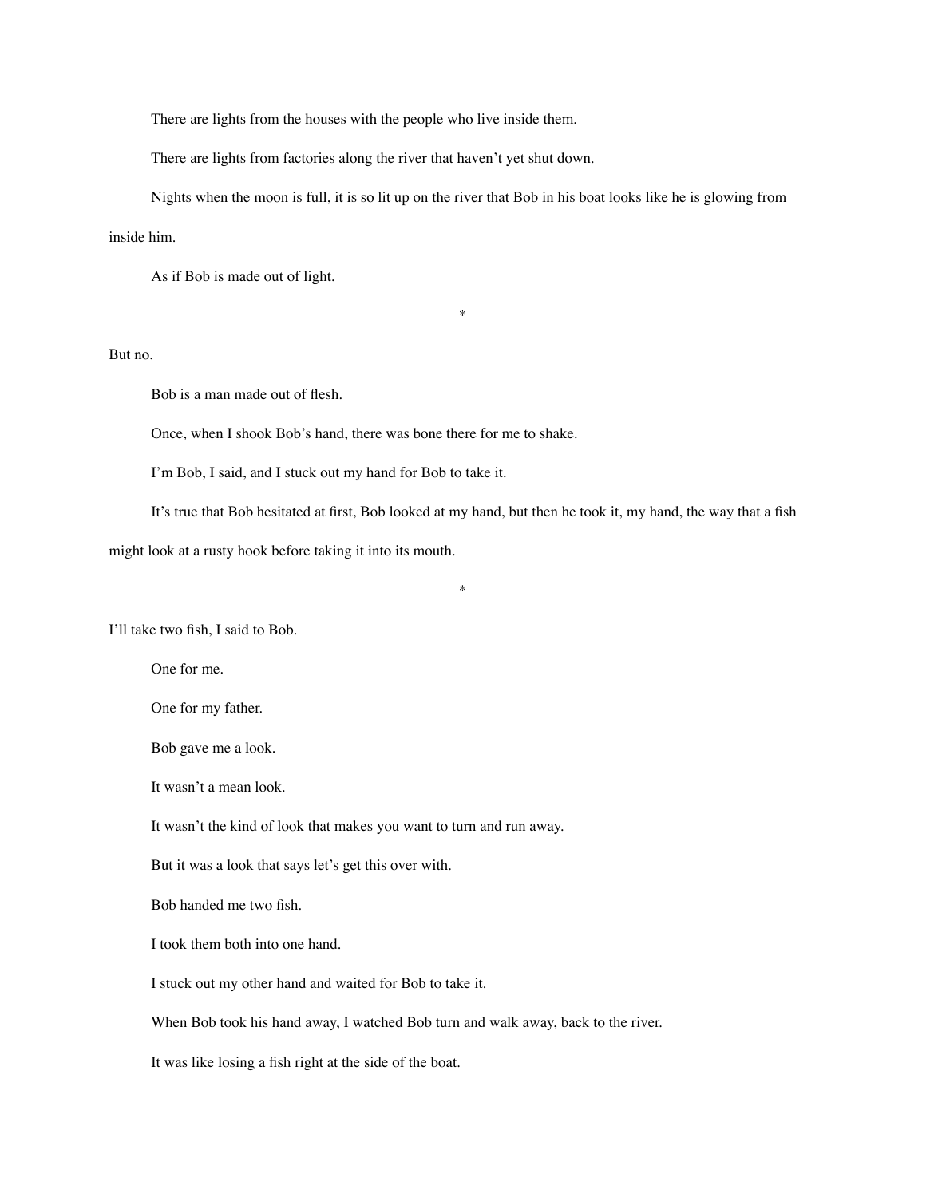There are lights from the houses with the people who live inside them.

There are lights from factories along the river that haven't yet shut down.

Nights when the moon is full, it is so lit up on the river that Bob in his boat looks like he is glowing from inside him.

As if Bob is made out of light.

*

But no.

Bob is a man made out of flesh.

Once, when I shook Bob's hand, there was bone there for me to shake.

I'm Bob, I said, and I stuck out my hand for Bob to take it.

It's true that Bob hesitated at first, Bob looked at my hand, but then he took it, my hand, the way that a fish might look at a rusty hook before taking it into its mouth.

*

I'll take two fish, I said to Bob.

One for me.

One for my father.

Bob gave me a look.

It wasn't a mean look.

It wasn't the kind of look that makes you want to turn and run away.

But it was a look that says let's get this over with.

Bob handed me two fish.

I took them both into one hand.

I stuck out my other hand and waited for Bob to take it.

When Bob took his hand away, I watched Bob turn and walk away, back to the river.

It was like losing a fish right at the side of the boat.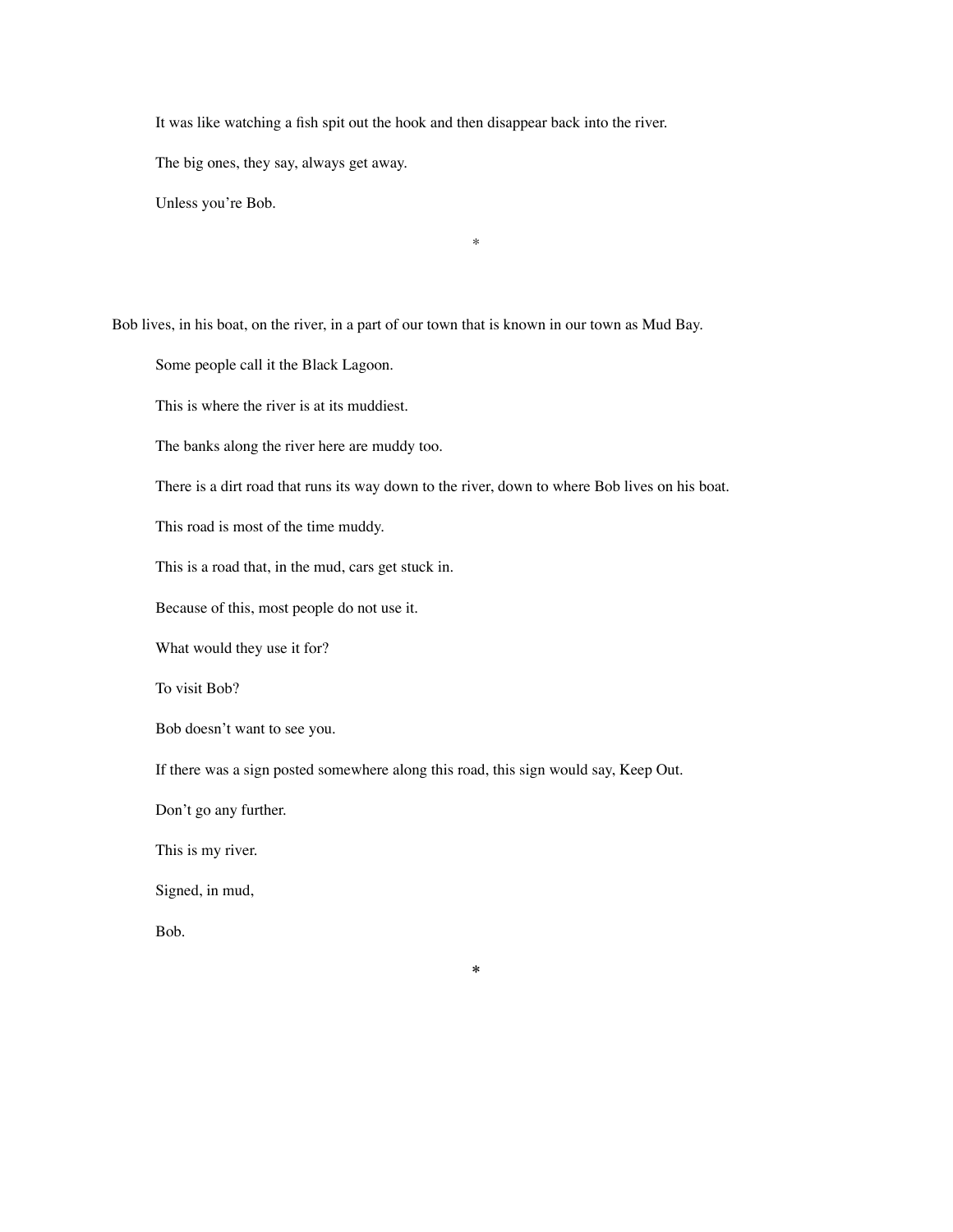It was like watching a fish spit out the hook and then disappear back into the river.

The big ones, they say, always get away.

Unless you're Bob.

*

Bob lives, in his boat, on the river, in a part of our town that is known in our town as Mud Bay.

Some people call it the Black Lagoon.

This is where the river is at its muddiest.

The banks along the river here are muddy too.

There is a dirt road that runs its way down to the river, down to where Bob lives on his boat.

This road is most of the time muddy.

This is a road that, in the mud, cars get stuck in.

Because of this, most people do not use it.

What would they use it for?

To visit Bob?

Bob doesn't want to see you.

If there was a sign posted somewhere along this road, this sign would say, Keep Out.

Don't go any further.

This is my river.

Signed, in mud,

Bob.

*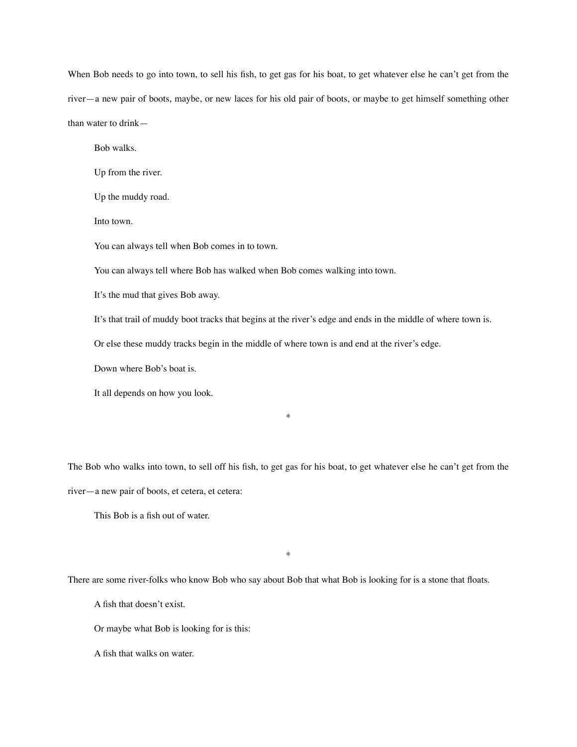When Bob needs to go into town, to sell his fish, to get gas for his boat, to get whatever else he can't get from the river—a new pair of boots, maybe, or new laces for his old pair of boots, or maybe to get himself something other than water to drink—

Bob walks.

Up from the river.

Up the muddy road.

Into town.

You can always tell when Bob comes in to town.

You can always tell where Bob has walked when Bob comes walking into town.

It's the mud that gives Bob away.

It's that trail of muddy boot tracks that begins at the river's edge and ends in the middle of where town is.

Or else these muddy tracks begin in the middle of where town is and end at the river's edge.

Down where Bob's boat is.

It all depends on how you look.

*

The Bob who walks into town, to sell off his fish, to get gas for his boat, to get whatever else he can't get from the river—a new pair of boots, et cetera, et cetera:

This Bob is a fish out of water.

*

There are some river-folks who know Bob who say about Bob that what Bob is looking for is a stone that floats.

A fish that doesn't exist.

Or maybe what Bob is looking for is this:

A fish that walks on water.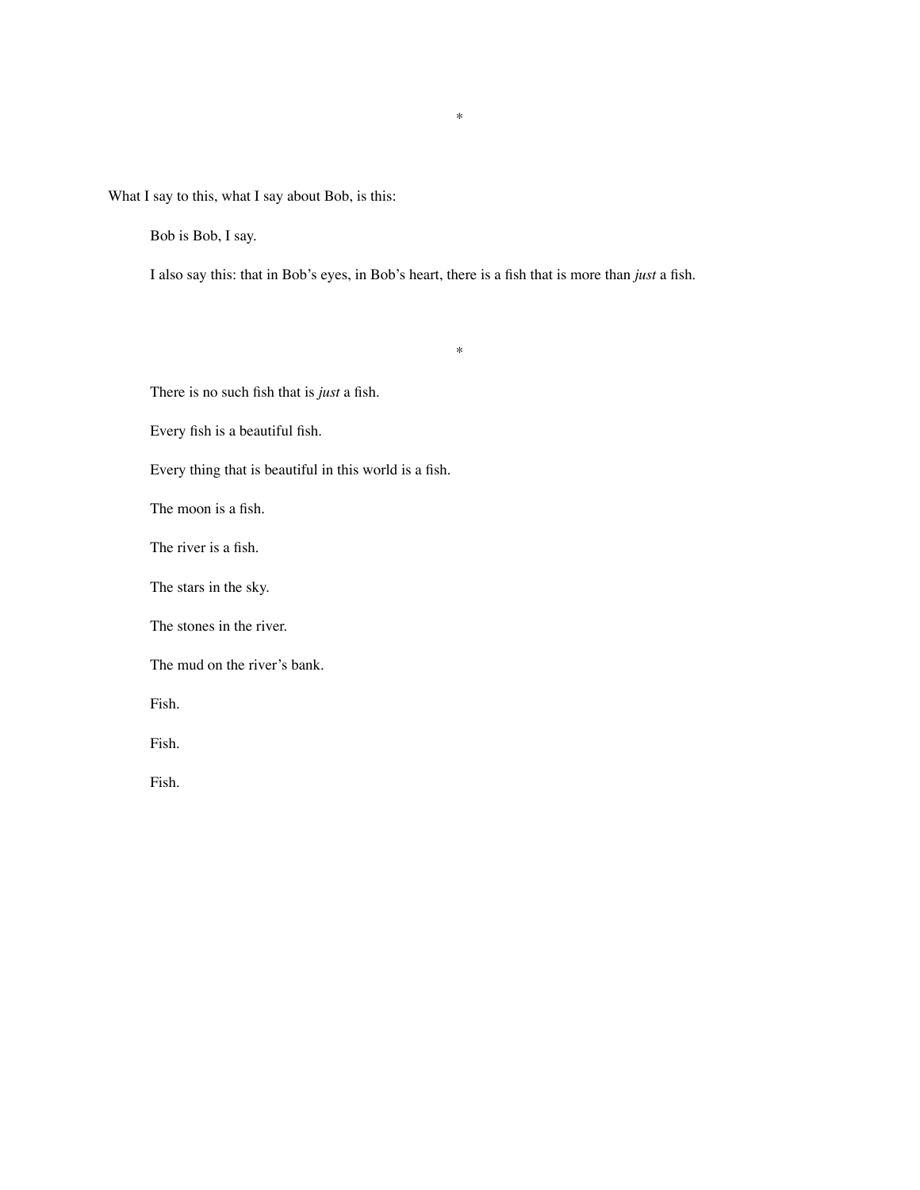*

What I say to this, what I say about Bob, is this:

Bob is Bob, I say.

I also say this: that in Bob's eyes, in Bob's heart, there is a fish that is more than *just* a fish.

*

There is no such fish that is *just* a fish.

Every fish is a beautiful fish.

Every thing that is beautiful in this world is a fish.

The moon is a fish.

The river is a fish.

The stars in the sky.

The stones in the river.

The mud on the river's bank.

Fish.

Fish.

Fish.